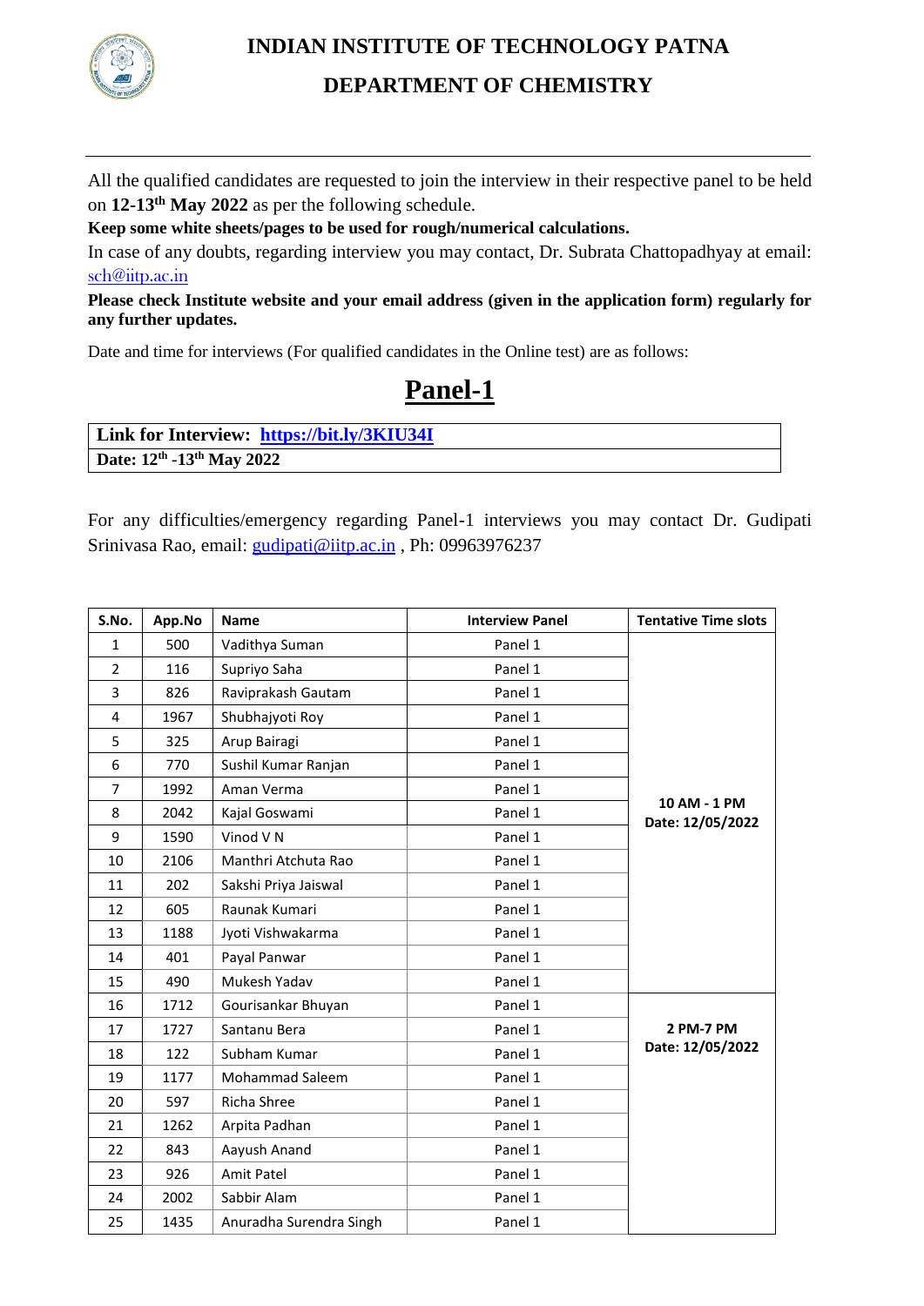# INDIAN INSTITUTE OF TECHNOLOGY PATNA

## DEPARTMENT OF CHEMISTRY

All the qualified candidates are requested to join the interview in their respective panel to be held on **12-13th May 2022** as per the following schedule.

**Keep some white sheets/pages to be used for rough/numerical calculations.**

In case of any doubts, regarding interview you may contact, Dr. Subrata Chattopadhyay at email: sch@iitp.ac.in

**Please check Institute website and your email address (given in the application form) regularly for any further updates.**

Date and time for interviews (For qualified candidates in the Online test) are as follows:

# Panel-1

| **Link for Interview: https://bit.ly/3KIU34I** |
|---|
| **Date: 12th -13th May 2022** |

For any difficulties/emergency regarding Panel-1 interviews you may contact Dr. Gudipati Srinivasa Rao, email: gudipati@iitp.ac.in , Ph: 09963976237

| S.No. | App.No | Name | Interview Panel | Tentative Time slots |
|---|---|---|---|---|
| 1 | 500 | Vadithya Suman | Panel 1 | 10 AM - 1 PM Date: 12/05/2022 |
| 2 | 116 | Supriyo Saha | Panel 1 | |
| 3 | 826 | Raviprakash Gautam | Panel 1 | |
| 4 | 1967 | Shubhajyoti Roy | Panel 1 | |
| 5 | 325 | Arup Bairagi | Panel 1 | |
| 6 | 770 | Sushil Kumar Ranjan | Panel 1 | |
| 7 | 1992 | Aman Verma | Panel 1 | |
| 8 | 2042 | Kajal Goswami | Panel 1 | |
| 9 | 1590 | Vinod V N | Panel 1 | |
| 10 | 2106 | Manthri Atchuta Rao | Panel 1 | |
| 11 | 202 | Sakshi Priya Jaiswal | Panel 1 | |
| 12 | 605 | Raunak Kumari | Panel 1 | |
| 13 | 1188 | Jyoti Vishwakarma | Panel 1 | |
| 14 | 401 | Payal Panwar | Panel 1 | |
| 15 | 490 | Mukesh Yadav | Panel 1 | |
| 16 | 1712 | Gourisankar Bhuyan | Panel 1 | 2 PM-7 PM Date: 12/05/2022 |
| 17 | 1727 | Santanu Bera | Panel 1 | |
| 18 | 122 | Subham Kumar | Panel 1 | |
| 19 | 1177 | Mohammad Saleem | Panel 1 | |
| 20 | 597 | Richa Shree | Panel 1 | |
| 21 | 1262 | Arpita Padhan | Panel 1 | |
| 22 | 843 | Aayush Anand | Panel 1 | |
| 23 | 926 | Amit Patel | Panel 1 | |
| 24 | 2002 | Sabbir Alam | Panel 1 | |
| 25 | 1435 | Anuradha Surendra Singh | Panel 1 | |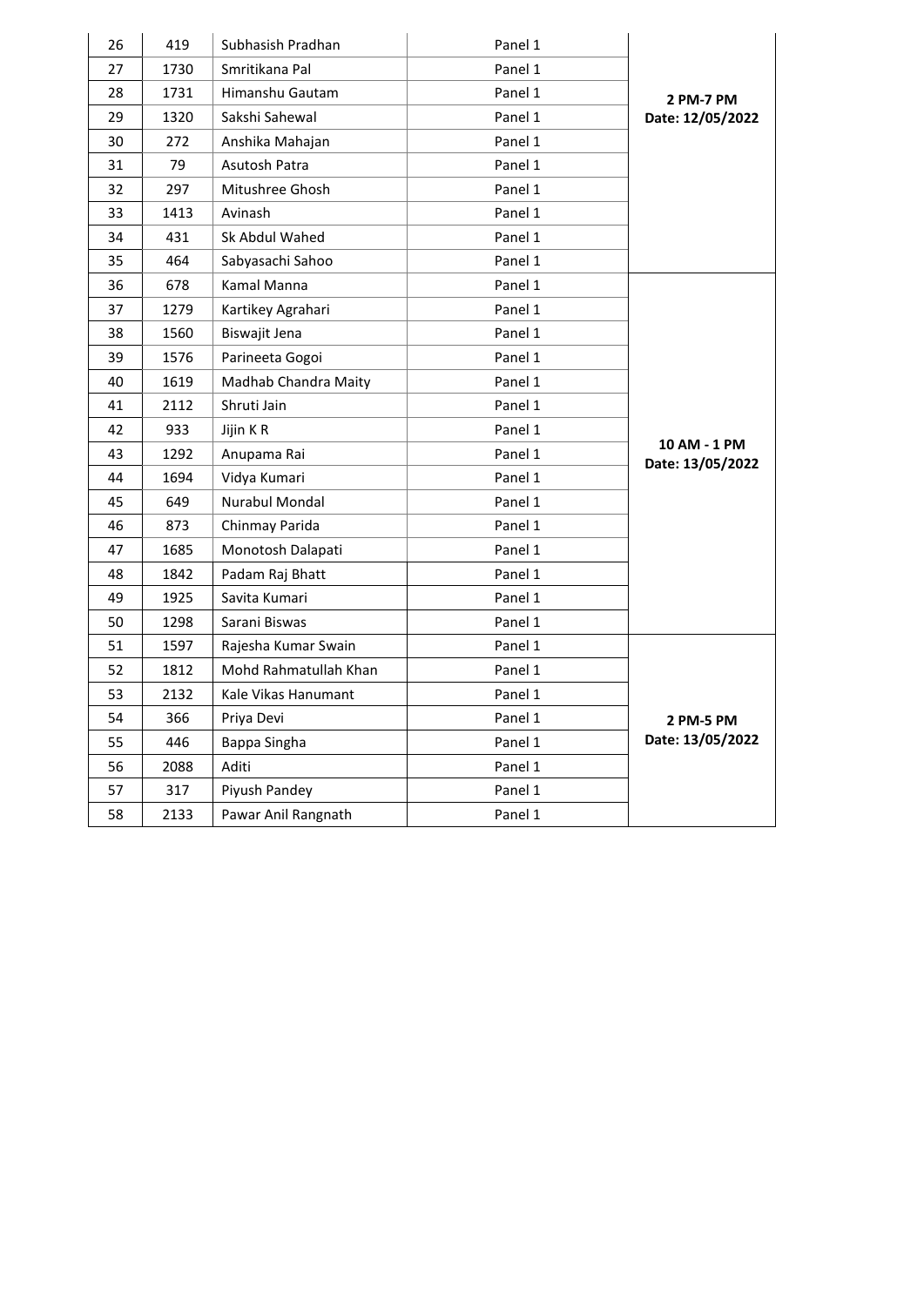| 26 | 419 | Subhasish Pradhan | Panel 1 | 2 PM-7 PM Date: 12/05/2022 |
|---|---|---|---|---|
| 27 | 1730 | Smritikana Pal | Panel 1 | |
| 28 | 1731 | Himanshu Gautam | Panel 1 | |
| 29 | 1320 | Sakshi Sahewal | Panel 1 | |
| 30 | 272 | Anshika Mahajan | Panel 1 | |
| 31 | 79 | Asutosh Patra | Panel 1 | |
| 32 | 297 | Mitushree Ghosh | Panel 1 | |
| 33 | 1413 | Avinash | Panel 1 | |
| 34 | 431 | Sk Abdul Wahed | Panel 1 | |
| 35 | 464 | Sabyasachi Sahoo | Panel 1 | |
| 36 | 678 | Kamal Manna | Panel 1 | 10 AM - 1 PM Date: 13/05/2022 |
| 37 | 1279 | Kartikey Agrahari | Panel 1 | |
| 38 | 1560 | Biswajit Jena | Panel 1 | |
| 39 | 1576 | Parineeta Gogoi | Panel 1 | |
| 40 | 1619 | Madhab Chandra Maity | Panel 1 | |
| 41 | 2112 | Shruti Jain | Panel 1 | |
| 42 | 933 | Jijin K R | Panel 1 | |
| 43 | 1292 | Anupama Rai | Panel 1 | |
| 44 | 1694 | Vidya Kumari | Panel 1 | |
| 45 | 649 | Nurabul Mondal | Panel 1 | |
| 46 | 873 | Chinmay Parida | Panel 1 | |
| 47 | 1685 | Monotosh Dalapati | Panel 1 | |
| 48 | 1842 | Padam Raj Bhatt | Panel 1 | |
| 49 | 1925 | Savita Kumari | Panel 1 | |
| 50 | 1298 | Sarani Biswas | Panel 1 | |
| 51 | 1597 | Rajesha Kumar Swain | Panel 1 | 2 PM-5 PM Date: 13/05/2022 |
| 52 | 1812 | Mohd Rahmatullah Khan | Panel 1 | |
| 53 | 2132 | Kale Vikas Hanumant | Panel 1 | |
| 54 | 366 | Priya Devi | Panel 1 | |
| 55 | 446 | Bappa Singha | Panel 1 | |
| 56 | 2088 | Aditi | Panel 1 | |
| 57 | 317 | Piyush Pandey | Panel 1 | |
| 58 | 2133 | Pawar Anil Rangnath | Panel 1 | |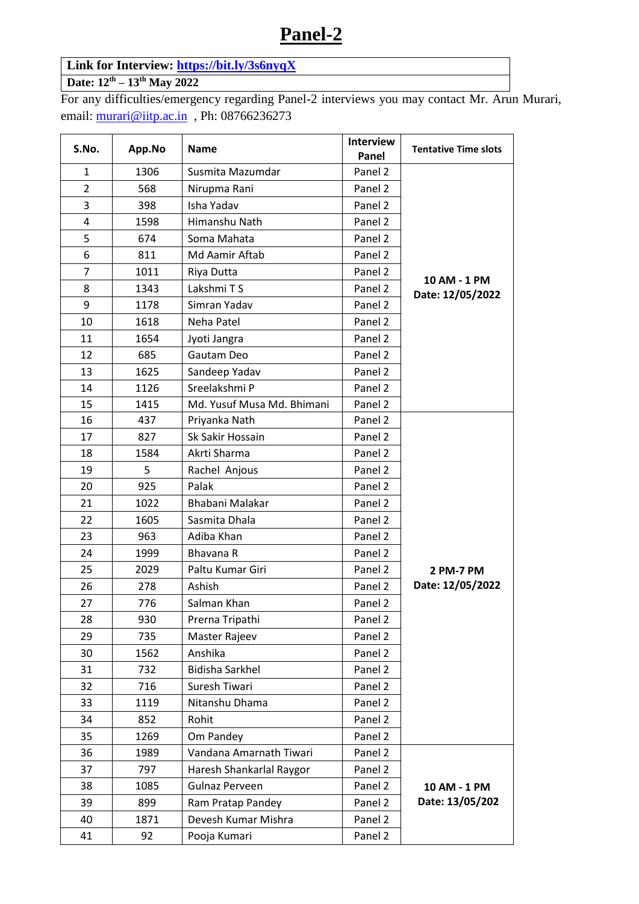# Panel-2

| **Link for Interview:** [https://bit.ly/3s6nyqX](https://bit.ly/3s6nyqX) |
|---|
| **Date: 12th – 13th May 2022** |

For any difficulties/emergency regarding Panel-2 interviews you may contact Mr. Arun Murari, email: murari@iitp.ac.in , Ph: 08766236273

| S.No. | App.No | Name | Interview Panel | Tentative Time slots |
|---|---|---|---|---|
| 1 | 1306 | Susmita Mazumdar | Panel 2 | **10 AM - 1 PM Date: 12/05/2022** |
| 2 | 568 | Nirupma Rani | Panel 2 | |
| 3 | 398 | Isha Yadav | Panel 2 | |
| 4 | 1598 | Himanshu Nath | Panel 2 | |
| 5 | 674 | Soma Mahata | Panel 2 | |
| 6 | 811 | Md Aamir Aftab | Panel 2 | |
| 7 | 1011 | Riya Dutta | Panel 2 | |
| 8 | 1343 | Lakshmi T S | Panel 2 | |
| 9 | 1178 | Simran Yadav | Panel 2 | |
| 10 | 1618 | Neha Patel | Panel 2 | |
| 11 | 1654 | Jyoti Jangra | Panel 2 | |
| 12 | 685 | Gautam Deo | Panel 2 | |
| 13 | 1625 | Sandeep Yadav | Panel 2 | |
| 14 | 1126 | Sreelakshmi P | Panel 2 | |
| 15 | 1415 | Md. Yusuf Musa Md. Bhimani | Panel 2 | |
| 16 | 437 | Priyanka Nath | Panel 2 | **2 PM-7 PM Date: 12/05/2022** |
| 17 | 827 | Sk Sakir Hossain | Panel 2 | |
| 18 | 1584 | Akrti Sharma | Panel 2 | |
| 19 | 5 | Rachel Anjous | Panel 2 | |
| 20 | 925 | Palak | Panel 2 | |
| 21 | 1022 | Bhabani Malakar | Panel 2 | |
| 22 | 1605 | Sasmita Dhala | Panel 2 | |
| 23 | 963 | Adiba Khan | Panel 2 | |
| 24 | 1999 | Bhavana R | Panel 2 | |
| 25 | 2029 | Paltu Kumar Giri | Panel 2 | |
| 26 | 278 | Ashish | Panel 2 | |
| 27 | 776 | Salman Khan | Panel 2 | |
| 28 | 930 | Prerna Tripathi | Panel 2 | |
| 29 | 735 | Master Rajeev | Panel 2 | |
| 30 | 1562 | Anshika | Panel 2 | |
| 31 | 732 | Bidisha Sarkhel | Panel 2 | |
| 32 | 716 | Suresh Tiwari | Panel 2 | |
| 33 | 1119 | Nitanshu Dhama | Panel 2 | |
| 34 | 852 | Rohit | Panel 2 | |
| 35 | 1269 | Om Pandey | Panel 2 | |
| 36 | 1989 | Vandana Amarnath Tiwari | Panel 2 | **10 AM - 1 PM Date: 13/05/202** |
| 37 | 797 | Haresh Shankarlal Raygor | Panel 2 | |
| 38 | 1085 | Gulnaz Perveen | Panel 2 | |
| 39 | 899 | Ram Pratap Pandey | Panel 2 | |
| 40 | 1871 | Devesh Kumar Mishra | Panel 2 | |
| 41 | 92 | Pooja Kumari | Panel 2 | |